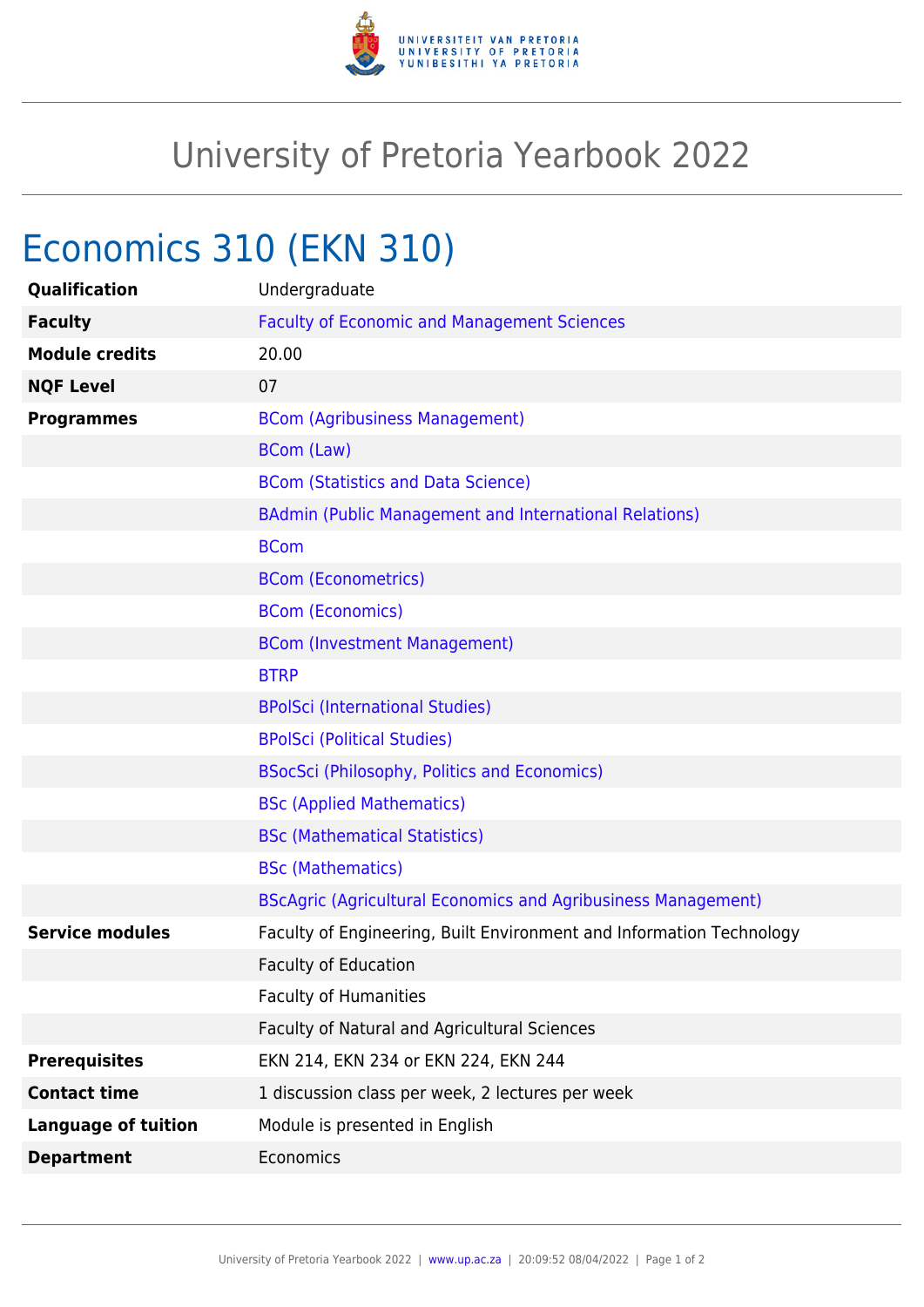# University of Pretoria Yearbook 2022

## Economics 310 (EKN 310)

| | |
|---|---|
| **Qualification** | Undergraduate |
| **Faculty** | Faculty of Economic and Management Sciences |
| **Module credits** | 20.00 |
| **NQF Level** | 07 |
| **Programmes** | BCom (Agribusiness Management) |
| | BCom (Law) |
| | BCom (Statistics and Data Science) |
| | BAdmin (Public Management and International Relations) |
| | BCom |
| | BCom (Econometrics) |
| | BCom (Economics) |
| | BCom (Investment Management) |
| | BTRP |
| | BPolSci (International Studies) |
| | BPolSci (Political Studies) |
| | BSocSci (Philosophy, Politics and Economics) |
| | BSc (Applied Mathematics) |
| | BSc (Mathematical Statistics) |
| | BSc (Mathematics) |
| | BScAgric (Agricultural Economics and Agribusiness Management) |
| **Service modules** | Faculty of Engineering, Built Environment and Information Technology |
| | Faculty of Education |
| | Faculty of Humanities |
| | Faculty of Natural and Agricultural Sciences |
| **Prerequisites** | EKN 214, EKN 234 or EKN 224, EKN 244 |
| **Contact time** | 1 discussion class per week, 2 lectures per week |
| **Language of tuition** | Module is presented in English |
| **Department** | Economics |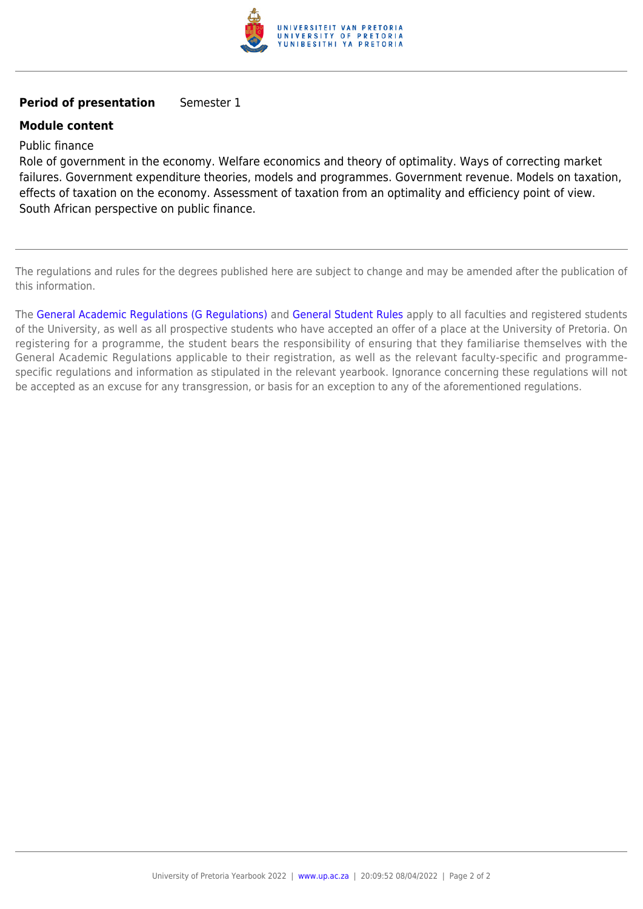**Period of presentation** Semester 1

**Module content**

Public finance

Role of government in the economy. Welfare economics and theory of optimality. Ways of correcting market failures. Government expenditure theories, models and programmes. Government revenue. Models on taxation, effects of taxation on the economy. Assessment of taxation from an optimality and efficiency point of view. South African perspective on public finance.

---

The regulations and rules for the degrees published here are subject to change and may be amended after the publication of this information.

The General Academic Regulations (G Regulations) and General Student Rules apply to all faculties and registered students of the University, as well as all prospective students who have accepted an offer of a place at the University of Pretoria. On registering for a programme, the student bears the responsibility of ensuring that they familiarise themselves with the General Academic Regulations applicable to their registration, as well as the relevant faculty-specific and programme-specific regulations and information as stipulated in the relevant yearbook. Ignorance concerning these regulations will not be accepted as an excuse for any transgression, or basis for an exception to any of the aforementioned regulations.